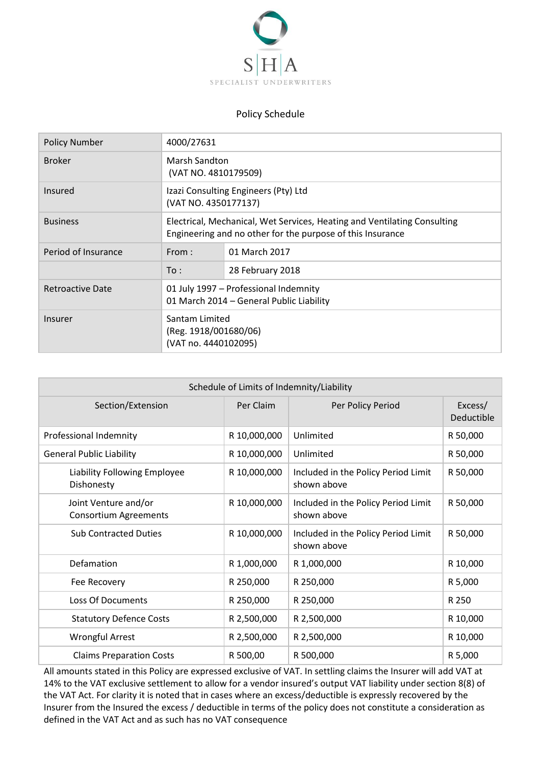SHA

SPECIALIST UNDERWRITERS

## Policy Schedule

| | | |
|---|---|---|
| Policy Number | 4000/27631 | |
| Broker | Marsh Sandton<br>(VAT NO. 4810179509) | |
| Insured | Izazi Consulting Engineers (Pty) Ltd<br>(VAT NO. 4350177137) | |
| Business | Electrical, Mechanical, Wet Services, Heating and Ventilating Consulting Engineering and no other for the purpose of this Insurance | |
| Period of Insurance | From : | 01 March 2017 |
| | To : | 28 February 2018 |
| Retroactive Date | 01 July 1997 – Professional Indemnity<br>01 March 2014 – General Public Liability | |
| Insurer | Santam Limited<br>(Reg. 1918/001680/06)<br>(VAT no. 4440102095) | |

| Schedule of Limits of Indemnity/Liability | | | |
|---|---|---|---|
| Section/Extension | Per Claim | Per Policy Period | Excess/ Deductible |
| Professional Indemnity | R 10,000,000 | Unlimited | R 50,000 |
| General Public Liability | R 10,000,000 | Unlimited | R 50,000 |
| Liability Following Employee Dishonesty | R 10,000,000 | Included in the Policy Period Limit shown above | R 50,000 |
| Joint Venture and/or Consortium Agreements | R 10,000,000 | Included in the Policy Period Limit shown above | R 50,000 |
| Sub Contracted Duties | R 10,000,000 | Included in the Policy Period Limit shown above | R 50,000 |
| Defamation | R 1,000,000 | R 1,000,000 | R 10,000 |
| Fee Recovery | R 250,000 | R 250,000 | R 5,000 |
| Loss Of Documents | R 250,000 | R 250,000 | R 250 |
| Statutory Defence Costs | R 2,500,000 | R 2,500,000 | R 10,000 |
| Wrongful Arrest | R 2,500,000 | R 2,500,000 | R 10,000 |
| Claims Preparation Costs | R 500,00 | R 500,000 | R 5,000 |

All amounts stated in this Policy are expressed exclusive of VAT. In settling claims the Insurer will add VAT at 14% to the VAT exclusive settlement to allow for a vendor insured's output VAT liability under section 8(8) of the VAT Act. For clarity it is noted that in cases where an excess/deductible is expressly recovered by the Insurer from the Insured the excess / deductible in terms of the policy does not constitute a consideration as defined in the VAT Act and as such has no VAT consequence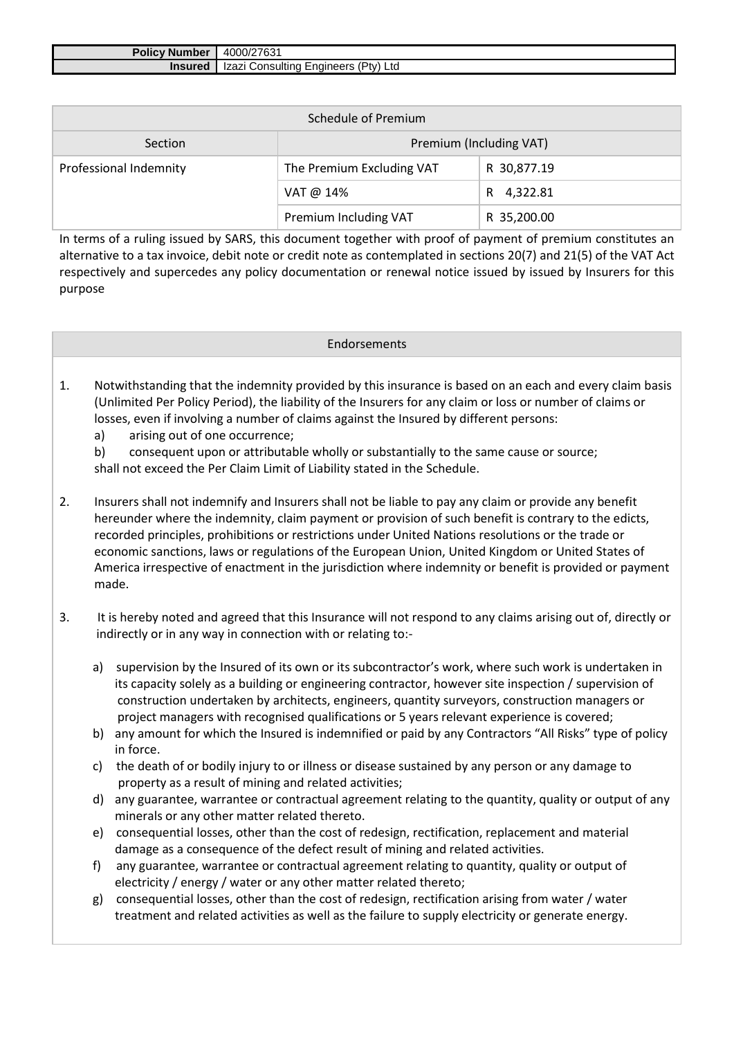| Policy Number | 4000/27631 |
|---|---|
| Insured | Izazi Consulting Engineers (Pty) Ltd |

| Schedule of Premium | | |
|---|---|---|
| Section | Premium (Including VAT) | |
| Professional Indemnity | The Premium Excluding VAT | R 30,877.19 |
| | VAT @ 14% | R 4,322.81 |
| | Premium Including VAT | R 35,200.00 |

In terms of a ruling issued by SARS, this document together with proof of payment of premium constitutes an alternative to a tax invoice, debit note or credit note as contemplated in sections 20(7) and 21(5) of the VAT Act respectively and supercedes any policy documentation or renewal notice issued by issued by Insurers for this purpose

## Endorsements

1. Notwithstanding that the indemnity provided by this insurance is based on an each and every claim basis (Unlimited Per Policy Period), the liability of the Insurers for any claim or loss or number of claims or losses, even if involving a number of claims against the Insured by different persons:
   a) arising out of one occurrence;
   b) consequent upon or attributable wholly or substantially to the same cause or source;
   
   shall not exceed the Per Claim Limit of Liability stated in the Schedule.

2. Insurers shall not indemnify and Insurers shall not be liable to pay any claim or provide any benefit hereunder where the indemnity, claim payment or provision of such benefit is contrary to the edicts, recorded principles, prohibitions or restrictions under United Nations resolutions or the trade or economic sanctions, laws or regulations of the European Union, United Kingdom or United States of America irrespective of enactment in the jurisdiction where indemnity or benefit is provided or payment made.

3. It is hereby noted and agreed that this Insurance will not respond to any claims arising out of, directly or indirectly or in any way in connection with or relating to:-

   a) supervision by the Insured of its own or its subcontractor's work, where such work is undertaken in its capacity solely as a building or engineering contractor, however site inspection / supervision of construction undertaken by architects, engineers, quantity surveyors, construction managers or project managers with recognised qualifications or 5 years relevant experience is covered;
   b) any amount for which the Insured is indemnified or paid by any Contractors "All Risks" type of policy in force.
   c) the death of or bodily injury to or illness or disease sustained by any person or any damage to property as a result of mining and related activities;
   d) any guarantee, warrantee or contractual agreement relating to the quantity, quality or output of any minerals or any other matter related thereto.
   e) consequential losses, other than the cost of redesign, rectification, replacement and material damage as a consequence of the defect result of mining and related activities.
   f) any guarantee, warrantee or contractual agreement relating to quantity, quality or output of electricity / energy / water or any other matter related thereto;
   g) consequential losses, other than the cost of redesign, rectification arising from water / water treatment and related activities as well as the failure to supply electricity or generate energy.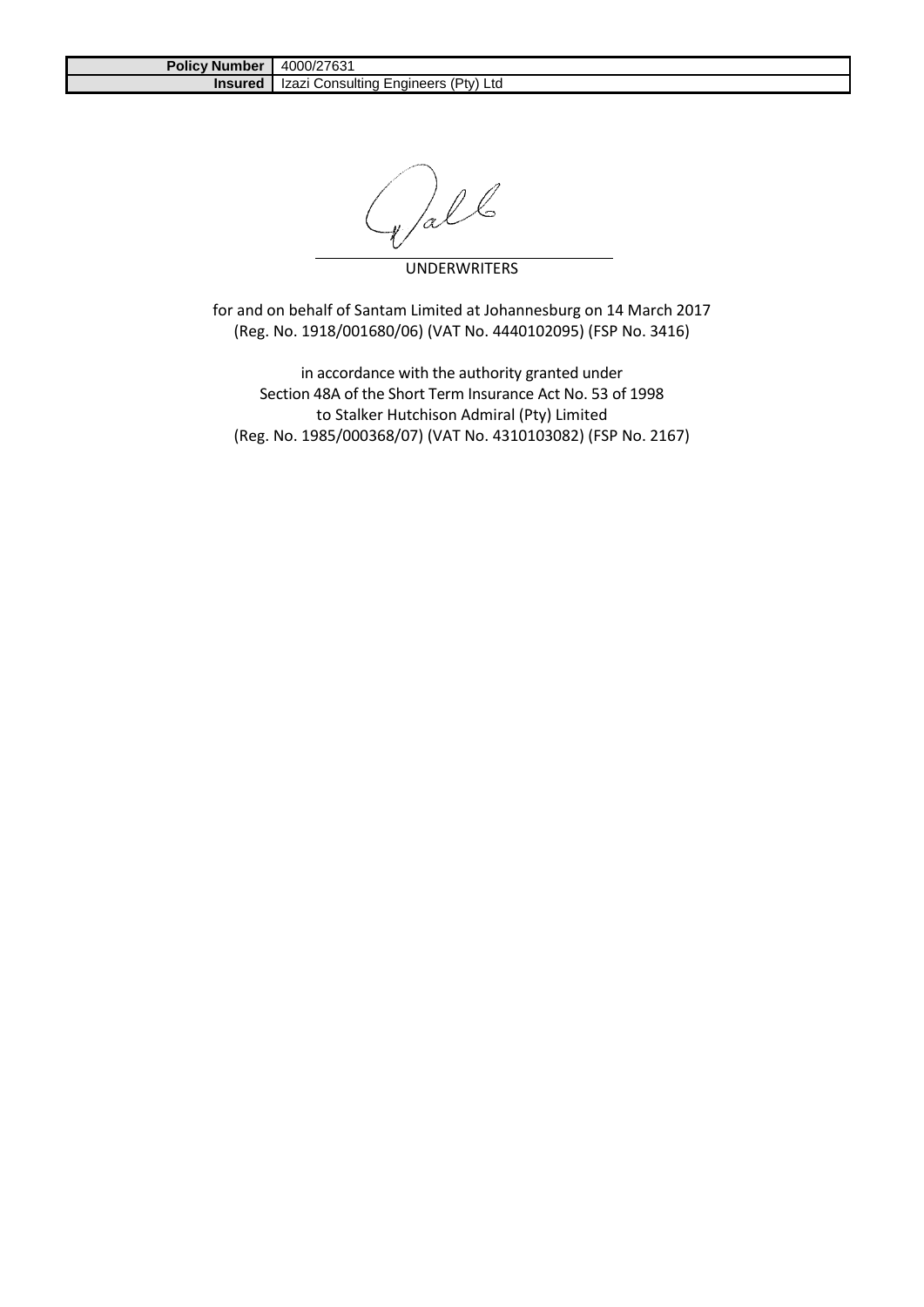| | |
|---|---|
| **Policy Number** | 4000/27631 |
| **Insured** | Izazi Consulting Engineers (Pty) Ltd |

UNDERWRITERS

for and on behalf of Santam Limited at Johannesburg on 14 March 2017
(Reg. No. 1918/001680/06) (VAT No. 4440102095) (FSP No. 3416)

in accordance with the authority granted under
Section 48A of the Short Term Insurance Act No. 53 of 1998
to Stalker Hutchison Admiral (Pty) Limited
(Reg. No. 1985/000368/07) (VAT No. 4310103082) (FSP No. 2167)